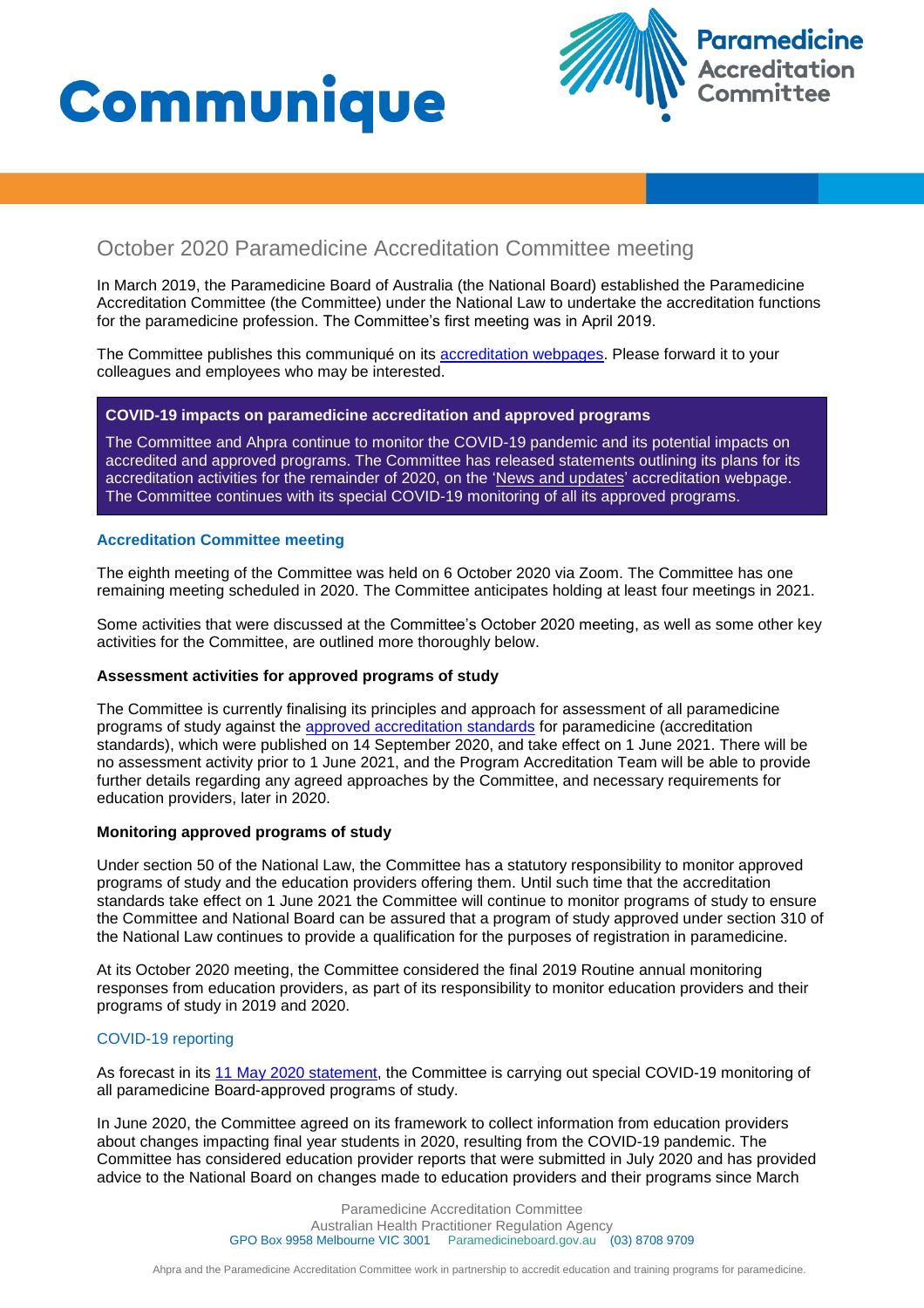# Communique

Paramedicine Accreditation Committee

## October 2020 Paramedicine Accreditation Committee meeting

In March 2019, the Paramedicine Board of Australia (the National Board) established the Paramedicine Accreditation Committee (the Committee) under the National Law to undertake the accreditation functions for the paramedicine profession. The Committee's first meeting was in April 2019.

The Committee publishes this communiqué on its [accreditation webpages](). Please forward it to your colleagues and employees who may be interested.

> **COVID-19 impacts on paramedicine accreditation and approved programs**
>
> The Committee and Ahpra continue to monitor the COVID-19 pandemic and its potential impacts on accredited and approved programs. The Committee has released statements outlining its plans for its accreditation activities for the remainder of 2020, on the '[News and updates]()' accreditation webpage. The Committee continues with its special COVID-19 monitoring of all its approved programs.

### Accreditation Committee meeting

The eighth meeting of the Committee was held on 6 October 2020 via Zoom. The Committee has one remaining meeting scheduled in 2020. The Committee anticipates holding at least four meetings in 2021.

Some activities that were discussed at the Committee's October 2020 meeting, as well as some other key activities for the Committee, are outlined more thoroughly below.

#### Assessment activities for approved programs of study

The Committee is currently finalising its principles and approach for assessment of all paramedicine programs of study against the [approved accreditation standards]() for paramedicine (accreditation standards), which were published on 14 September 2020, and take effect on 1 June 2021. There will be no assessment activity prior to 1 June 2021, and the Program Accreditation Team will be able to provide further details regarding any agreed approaches by the Committee, and necessary requirements for education providers, later in 2020.

#### Monitoring approved programs of study

Under section 50 of the National Law, the Committee has a statutory responsibility to monitor approved programs of study and the education providers offering them. Until such time that the accreditation standards take effect on 1 June 2021 the Committee will continue to monitor programs of study to ensure the Committee and National Board can be assured that a program of study approved under section 310 of the National Law continues to provide a qualification for the purposes of registration in paramedicine.

At its October 2020 meeting, the Committee considered the final 2019 Routine annual monitoring responses from education providers, as part of its responsibility to monitor education providers and their programs of study in 2019 and 2020.

### COVID-19 reporting

As forecast in its [11 May 2020 statement](), the Committee is carrying out special COVID-19 monitoring of all paramedicine Board-approved programs of study.

In June 2020, the Committee agreed on its framework to collect information from education providers about changes impacting final year students in 2020, resulting from the COVID-19 pandemic. The Committee has considered education provider reports that were submitted in July 2020 and has provided advice to the National Board on changes made to education providers and their programs since March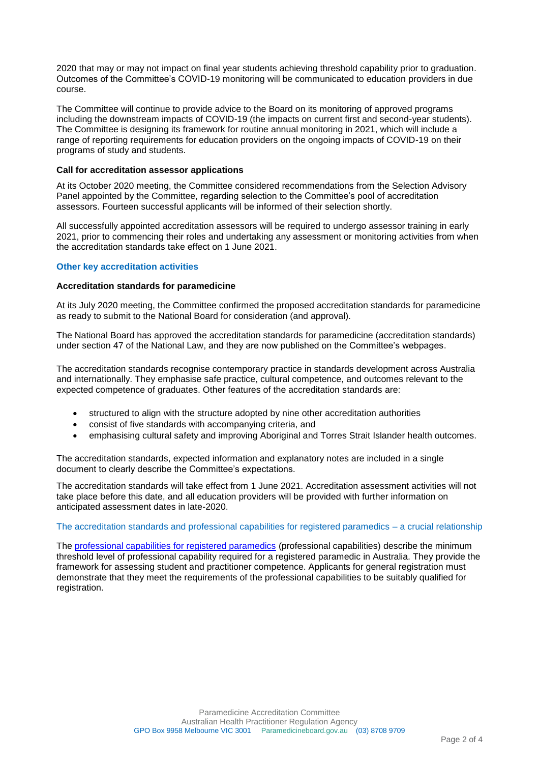2020 that may or may not impact on final year students achieving threshold capability prior to graduation. Outcomes of the Committee's COVID-19 monitoring will be communicated to education providers in due course.

The Committee will continue to provide advice to the Board on its monitoring of approved programs including the downstream impacts of COVID-19 (the impacts on current first and second-year students). The Committee is designing its framework for routine annual monitoring in 2021, which will include a range of reporting requirements for education providers on the ongoing impacts of COVID-19 on their programs of study and students.

**Call for accreditation assessor applications**

At its October 2020 meeting, the Committee considered recommendations from the Selection Advisory Panel appointed by the Committee, regarding selection to the Committee's pool of accreditation assessors. Fourteen successful applicants will be informed of their selection shortly.

All successfully appointed accreditation assessors will be required to undergo assessor training in early 2021, prior to commencing their roles and undertaking any assessment or monitoring activities from when the accreditation standards take effect on 1 June 2021.

## Other key accreditation activities

**Accreditation standards for paramedicine**

At its July 2020 meeting, the Committee confirmed the proposed accreditation standards for paramedicine as ready to submit to the National Board for consideration (and approval).

The National Board has approved the accreditation standards for paramedicine (accreditation standards) under section 47 of the National Law, and they are now published on the Committee's webpages.

The accreditation standards recognise contemporary practice in standards development across Australia and internationally. They emphasise safe practice, cultural competence, and outcomes relevant to the expected competence of graduates. Other features of the accreditation standards are:

- structured to align with the structure adopted by nine other accreditation authorities
- consist of five standards with accompanying criteria, and
- emphasising cultural safety and improving Aboriginal and Torres Strait Islander health outcomes.

The accreditation standards, expected information and explanatory notes are included in a single document to clearly describe the Committee's expectations.

The accreditation standards will take effect from 1 June 2021. Accreditation assessment activities will not take place before this date, and all education providers will be provided with further information on anticipated assessment dates in late-2020.

### The accreditation standards and professional capabilities for registered paramedics – a crucial relationship

The professional capabilities for registered paramedics (professional capabilities) describe the minimum threshold level of professional capability required for a registered paramedic in Australia. They provide the framework for assessing student and practitioner competence. Applicants for general registration must demonstrate that they meet the requirements of the professional capabilities to be suitably qualified for registration.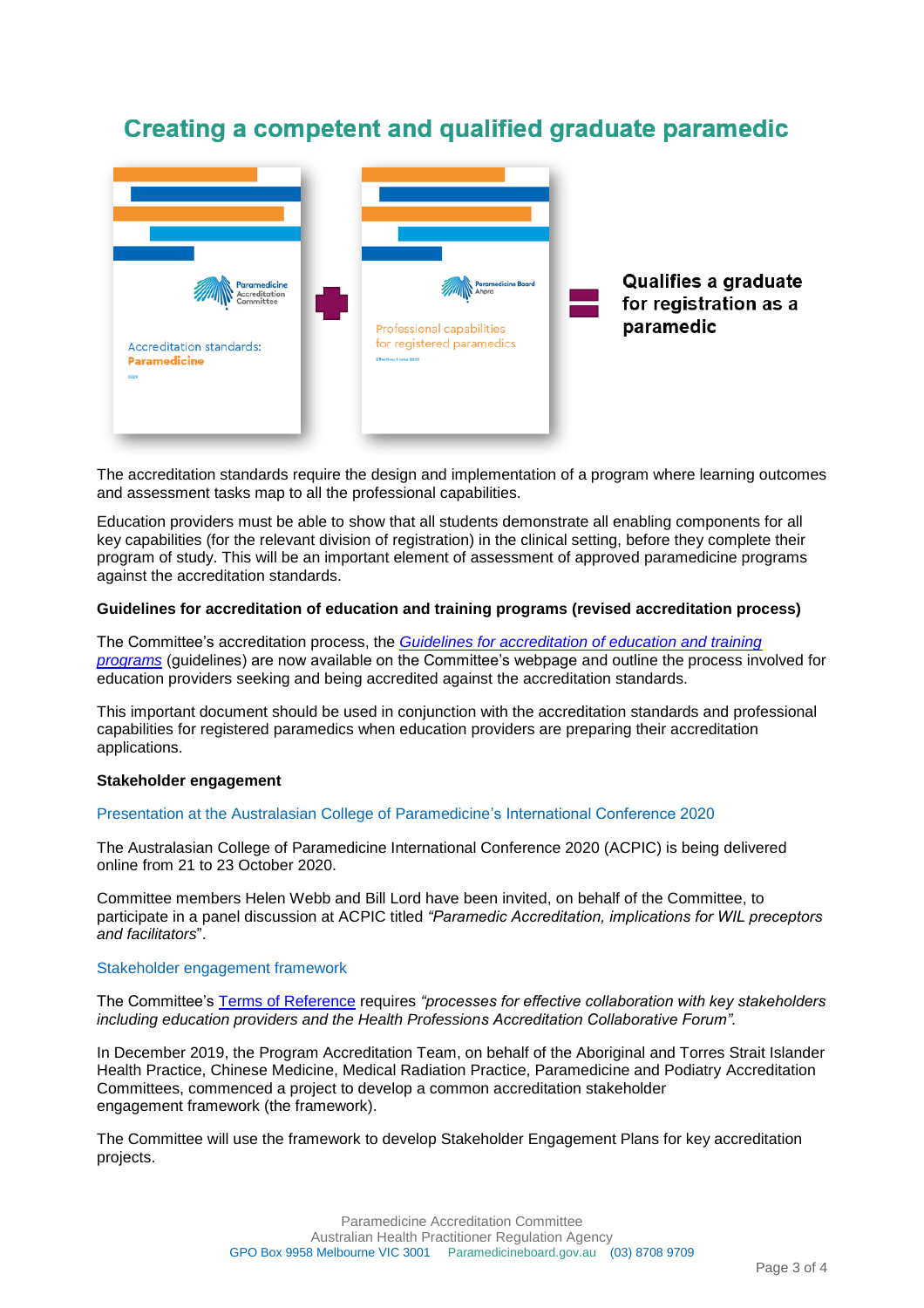## Creating a competent and qualified graduate paramedic

Accreditation standards: Paramedicine + Professional capabilities for registered paramedics = **Qualifies a graduate for registration as a paramedic**

The accreditation standards require the design and implementation of a program where learning outcomes and assessment tasks map to all the professional capabilities.

Education providers must be able to show that all students demonstrate all enabling components for all key capabilities (for the relevant division of registration) in the clinical setting, before they complete their program of study. This will be an important element of assessment of approved paramedicine programs against the accreditation standards.

**Guidelines for accreditation of education and training programs (revised accreditation process)**

The Committee's accreditation process, the *Guidelines for accreditation of education and training programs* (guidelines) are now available on the Committee's webpage and outline the process involved for education providers seeking and being accredited against the accreditation standards.

This important document should be used in conjunction with the accreditation standards and professional capabilities for registered paramedics when education providers are preparing their accreditation applications.

**Stakeholder engagement**

Presentation at the Australasian College of Paramedicine's International Conference 2020

The Australasian College of Paramedicine International Conference 2020 (ACPIC) is being delivered online from 21 to 23 October 2020.

Committee members Helen Webb and Bill Lord have been invited, on behalf of the Committee, to participate in a panel discussion at ACPIC titled *"Paramedic Accreditation, implications for WIL preceptors and facilitators*".

Stakeholder engagement framework

The Committee's Terms of Reference requires *"processes for effective collaboration with key stakeholders including education providers and the Health Professions Accreditation Collaborative Forum"*.

In December 2019, the Program Accreditation Team, on behalf of the Aboriginal and Torres Strait Islander Health Practice, Chinese Medicine, Medical Radiation Practice, Paramedicine and Podiatry Accreditation Committees, commenced a project to develop a common accreditation stakeholder engagement framework (the framework).

The Committee will use the framework to develop Stakeholder Engagement Plans for key accreditation projects.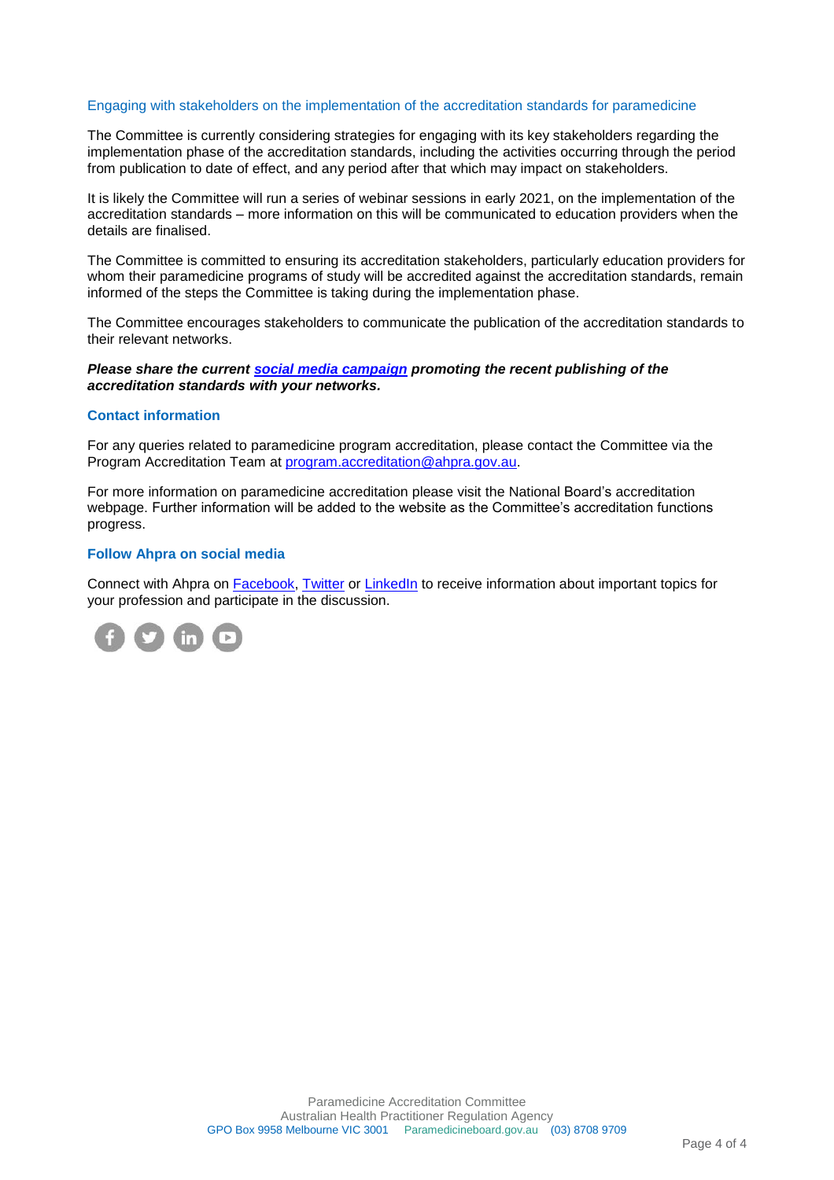### Engaging with stakeholders on the implementation of the accreditation standards for paramedicine

The Committee is currently considering strategies for engaging with its key stakeholders regarding the implementation phase of the accreditation standards, including the activities occurring through the period from publication to date of effect, and any period after that which may impact on stakeholders.

It is likely the Committee will run a series of webinar sessions in early 2021, on the implementation of the accreditation standards – more information on this will be communicated to education providers when the details are finalised.

The Committee is committed to ensuring its accreditation stakeholders, particularly education providers for whom their paramedicine programs of study will be accredited against the accreditation standards, remain informed of the steps the Committee is taking during the implementation phase.

The Committee encourages stakeholders to communicate the publication of the accreditation standards to their relevant networks.

***Please share the current social media campaign promoting the recent publishing of the accreditation standards with your networks.***

## Contact information

For any queries related to paramedicine program accreditation, please contact the Committee via the Program Accreditation Team at program.accreditation@ahpra.gov.au.

For more information on paramedicine accreditation please visit the National Board's accreditation webpage. Further information will be added to the website as the Committee's accreditation functions progress.

## Follow Ahpra on social media

Connect with Ahpra on Facebook, Twitter or LinkedIn to receive information about important topics for your profession and participate in the discussion.

Paramedicine Accreditation Committee
Australian Health Practitioner Regulation Agency
GPO Box 9958 Melbourne VIC 3001 Paramedicineboard.gov.au (03) 8708 9709